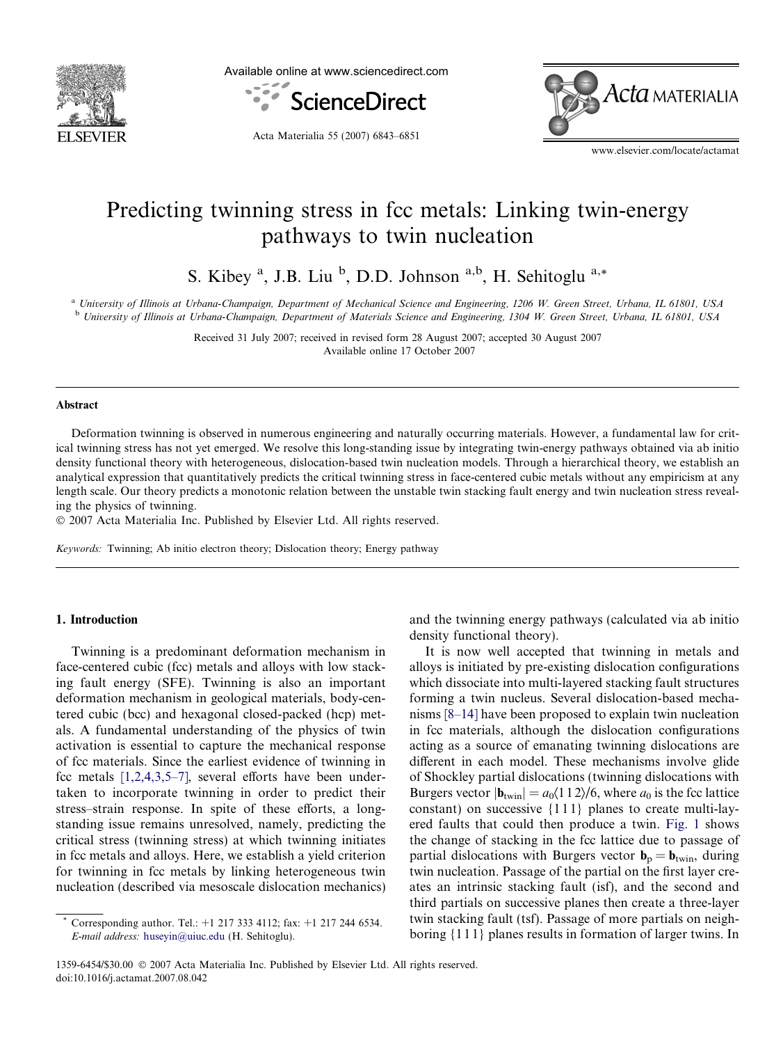# Predicting twinning stress in fcc metals: Linking twin-energy pathways to twin nucleation

S. Kibey [a], J.B. Liu [b], D.D. Johnson [a,b], H. Sehitoglu [a,*]

[a] University of Illinois at Urbana-Champaign, Department of Mechanical Science and Engineering, 1206 W. Green Street, Urbana, IL 61801, USA
[b] University of Illinois at Urbana-Champaign, Department of Materials Science and Engineering, 1304 W. Green Street, Urbana, IL 61801, USA

Received 31 July 2007; received in revised form 28 August 2007; accepted 30 August 2007
Available online 17 October 2007

## Abstract

Deformation twinning is observed in numerous engineering and naturally occurring materials. However, a fundamental law for critical twinning stress has not yet emerged. We resolve this long-standing issue by integrating twin-energy pathways obtained via ab initio density functional theory with heterogeneous, dislocation-based twin nucleation models. Through a hierarchical theory, we establish an analytical expression that quantitatively predicts the critical twinning stress in face-centered cubic metals without any empiricism at any length scale. Our theory predicts a monotonic relation between the unstable twin stacking fault energy and twin nucleation stress revealing the physics of twinning.

© 2007 Acta Materialia Inc. Published by Elsevier Ltd. All rights reserved.

*Keywords:* Twinning; Ab initio electron theory; Dislocation theory; Energy pathway

## 1. Introduction

Twinning is a predominant deformation mechanism in face-centered cubic (fcc) metals and alloys with low stacking fault energy (SFE). Twinning is also an important deformation mechanism in geological materials, body-centered cubic (bcc) and hexagonal closed-packed (hcp) metals. A fundamental understanding of the physics of twin activation is essential to capture the mechanical response of fcc materials. Since the earliest evidence of twinning in fcc metals [1,2,4,3,5–7], several efforts have been undertaken to incorporate twinning in order to predict their stress–strain response. In spite of these efforts, a long-standing issue remains unresolved, namely, predicting the critical stress (twinning stress) at which twinning initiates in fcc metals and alloys. Here, we establish a yield criterion for twinning in fcc metals by linking heterogeneous twin nucleation (described via mesoscale dislocation mechanics) and the twinning energy pathways (calculated via ab initio density functional theory).

It is now well accepted that twinning in metals and alloys is initiated by pre-existing dislocation configurations which dissociate into multi-layered stacking fault structures forming a twin nucleus. Several dislocation-based mechanisms [8–14] have been proposed to explain twin nucleation in fcc materials, although the dislocation configurations acting as a source of emanating twinning dislocations are different in each model. These mechanisms involve glide of Shockley partial dislocations (twinning dislocations with Burgers vector $|\mathbf{b}_{\text{twin}}| = a_0\langle 1\,1\,2\rangle/6$, where $a_0$ is the fcc lattice constant) on successive $\{1\,1\,1\}$ planes to create multi-layered faults that could then produce a twin. Fig. 1 shows the change of stacking in the fcc lattice due to passage of partial dislocations with Burgers vector $\mathbf{b}_p = \mathbf{b}_{\text{twin}}$, during twin nucleation. Passage of the partial on the first layer creates an intrinsic stacking fault (isf), and the second and third partials on successive planes then create a three-layer twin stacking fault (tsf). Passage of more partials on neighboring $\{1\,1\,1\}$ planes results in formation of larger twins. In

* Corresponding author. Tel.: +1 217 333 4112; fax: +1 217 244 6534. *E-mail address:* huseyin@uiuc.edu (H. Sehitoglu).

1359-6454/$30.00 © 2007 Acta Materialia Inc. Published by Elsevier Ltd. All rights reserved.
doi:10.1016/j.actamat.2007.08.042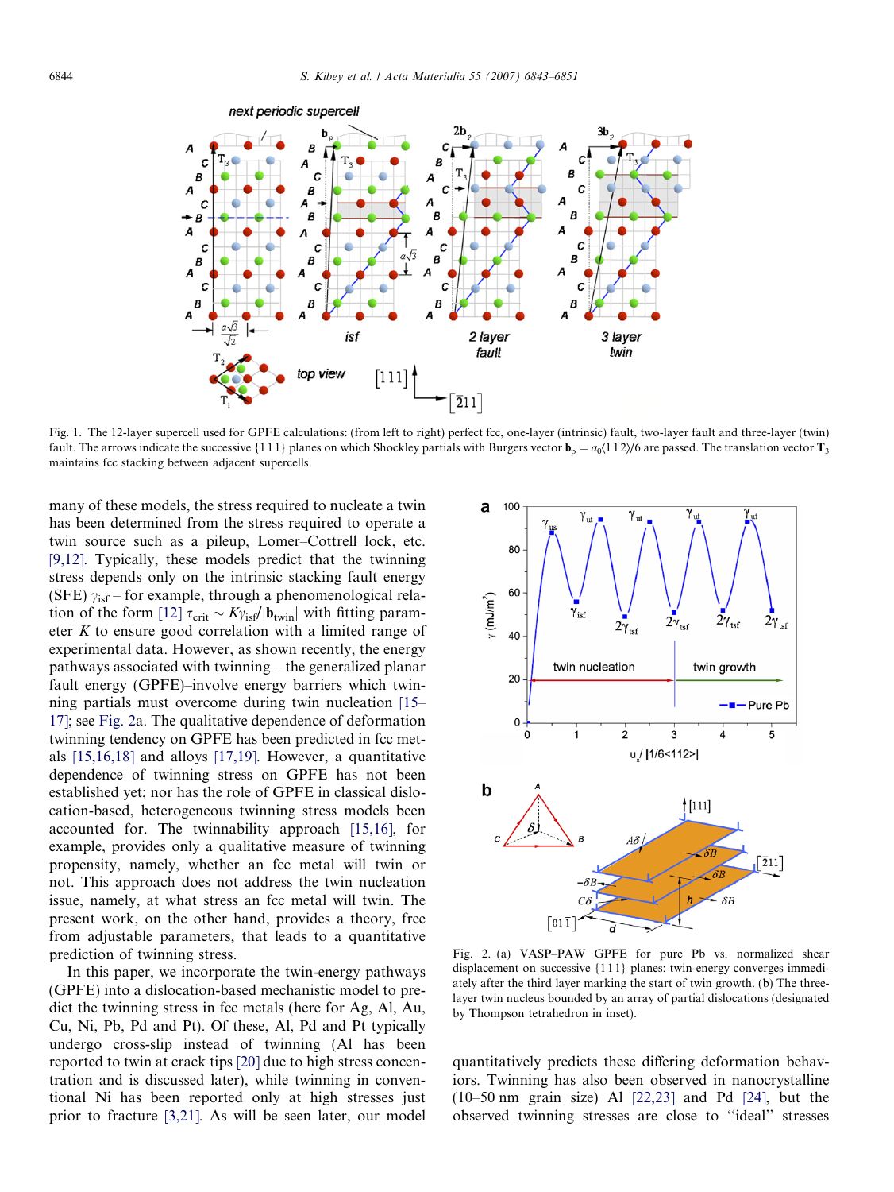Fig. 1. The 12-layer supercell used for GPFE calculations: (from left to right) perfect fcc, one-layer (intrinsic) fault, two-layer fault and three-layer (twin) fault. The arrows indicate the successive {1 1 1} planes on which Shockley partials with Burgers vector $\mathbf{b}_p = a_0\langle 1\,1\,2\rangle/6$ are passed. The translation vector $\mathbf{T}_3$ maintains fcc stacking between adjacent supercells.

many of these models, the stress required to nucleate a twin has been determined from the stress required to operate a twin source such as a pileup, Lomer–Cottrell lock, etc. [9,12]. Typically, these models predict that the twinning stress depends only on the intrinsic stacking fault energy (SFE) $\gamma_{isf}$ – for example, through a phenomenological relation of the form [12] $\tau_{crit} \sim K\gamma_{isf}/|\mathbf{b}_{twin}|$ with fitting parameter $K$ to ensure good correlation with a limited range of experimental data. However, as shown recently, the energy pathways associated with twinning – the generalized planar fault energy (GPFE)–involve energy barriers which twinning partials must overcome during twin nucleation [15–17]; see Fig. 2a. The qualitative dependence of deformation twinning tendency on GPFE has been predicted in fcc metals [15,16,18] and alloys [17,19]. However, a quantitative dependence of twinning stress on GPFE has not been established yet; nor has the role of GPFE in classical dislocation-based, heterogeneous twinning stress models been accounted for. The twinnability approach [15,16], for example, provides only a qualitative measure of twinning propensity, namely, whether an fcc metal will twin or not. This approach does not address the twin nucleation issue, namely, at what stress an fcc metal will twin. The present work, on the other hand, provides a theory, free from adjustable parameters, that leads to a quantitative prediction of twinning stress.

In this paper, we incorporate the twin-energy pathways (GPFE) into a dislocation-based mechanistic model to predict the twinning stress in fcc metals (here for Ag, Al, Au, Cu, Ni, Pb, Pd and Pt). Of these, Al, Pd and Pt typically undergo cross-slip instead of twinning (Al has been reported to twin at crack tips [20] due to high stress concentration and is discussed later), while twinning in conventional Ni has been reported only at high stresses just prior to fracture [3,21]. As will be seen later, our model quantitatively predicts these differing deformation behaviors. Twinning has also been observed in nanocrystalline (10–50 nm grain size) Al [22,23] and Pd [24], but the observed twinning stresses are close to "ideal" stresses

Fig. 2. (a) VASP–PAW GPFE for pure Pb vs. normalized shear displacement on successive {1 1 1} planes: twin-energy converges immediately after the third layer marking the start of twin growth. (b) The three-layer twin nucleus bounded by an array of partial dislocations (designated by Thompson tetrahedron in inset).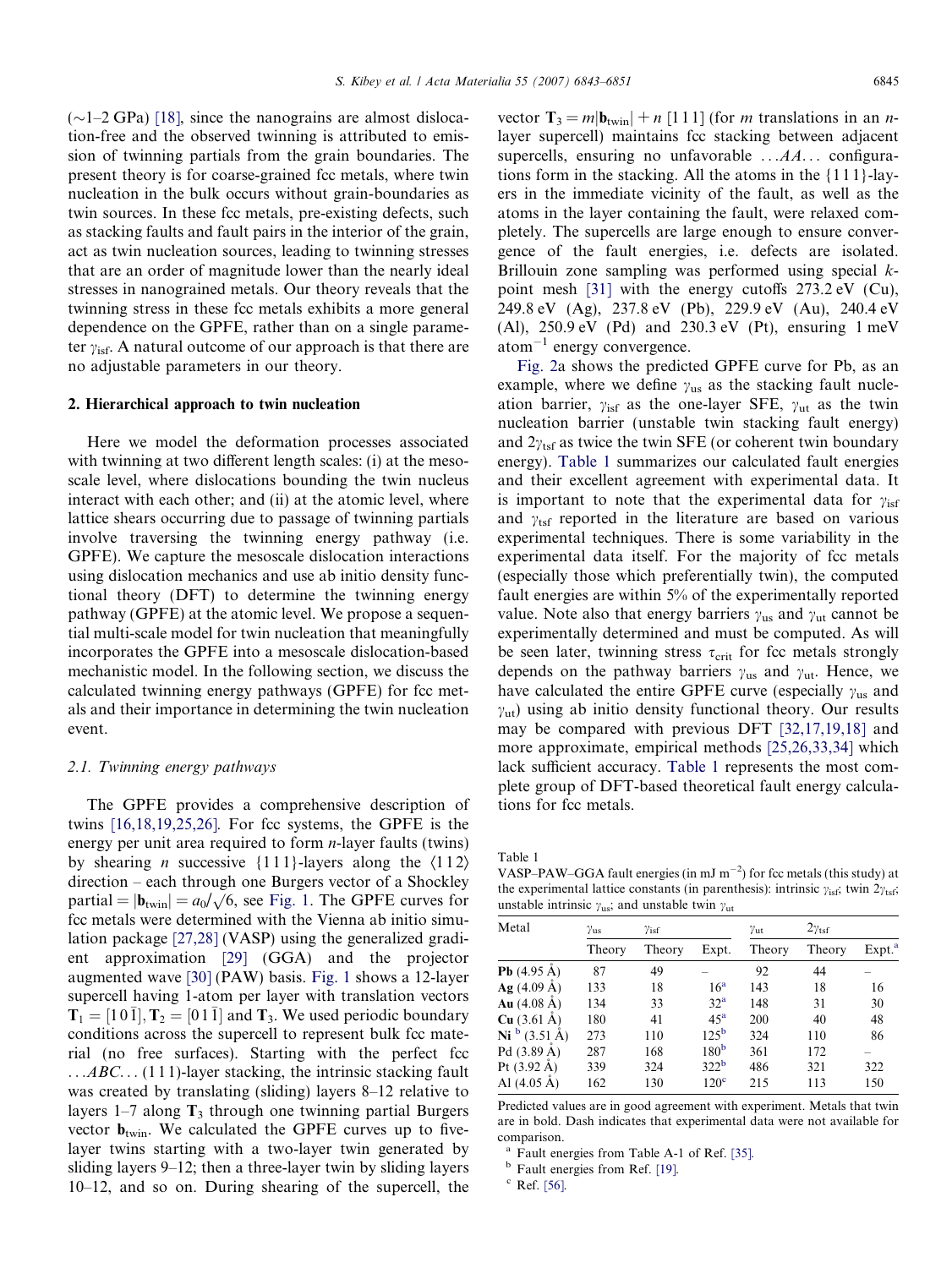(∼1–2 GPa) [18], since the nanograins are almost dislocation-free and the observed twinning is attributed to emission of twinning partials from the grain boundaries. The present theory is for coarse-grained fcc metals, where twin nucleation in the bulk occurs without grain-boundaries as twin sources. In these fcc metals, pre-existing defects, such as stacking faults and fault pairs in the interior of the grain, act as twin nucleation sources, leading to twinning stresses that are an order of magnitude lower than the nearly ideal stresses in nanograined metals. Our theory reveals that the twinning stress in these fcc metals exhibits a more general dependence on the GPFE, rather than on a single parameter $\gamma_{isf}$. A natural outcome of our approach is that there are no adjustable parameters in our theory.

## 2. Hierarchical approach to twin nucleation

Here we model the deformation processes associated with twinning at two different length scales: (i) at the mesoscale level, where dislocations bounding the twin nucleus interact with each other; and (ii) at the atomic level, where lattice shears occurring due to passage of twinning partials involve traversing the twinning energy pathway (i.e. GPFE). We capture the mesoscale dislocation interactions using dislocation mechanics and use ab initio density functional theory (DFT) to determine the twinning energy pathway (GPFE) at the atomic level. We propose a sequential multi-scale model for twin nucleation that meaningfully incorporates the GPFE into a mesoscale dislocation-based mechanistic model. In the following section, we discuss the calculated twinning energy pathways (GPFE) for fcc metals and their importance in determining the twin nucleation event.

### 2.1. Twinning energy pathways

The GPFE provides a comprehensive description of twins [16,18,19,25,26]. For fcc systems, the GPFE is the energy per unit area required to form $n$-layer faults (twins) by shearing $n$ successive $\{111\}$-layers along the $\langle 112\rangle$ direction – each through one Burgers vector of a Shockley partial $= |\mathbf{b}_{twin}| = a_0/\sqrt{6}$, see Fig. 1. The GPFE curves for fcc metals were determined with the Vienna ab initio simulation package [27,28] (VASP) using the generalized gradient approximation [29] (GGA) and the projector augmented wave [30] (PAW) basis. Fig. 1 shows a 12-layer supercell having 1-atom per layer with translation vectors $\mathbf{T}_1 = [10\bar{1}]$, $\mathbf{T}_2 = [01\bar{1}]$ and $\mathbf{T}_3$. We used periodic boundary conditions across the supercell to represent bulk fcc material (no free surfaces). Starting with the perfect fcc $\ldots ABC\ldots$ (111)-layer stacking, the intrinsic stacking fault was created by translating (sliding) layers 8–12 relative to layers 1–7 along $\mathbf{T}_3$ through one twinning partial Burgers vector $\mathbf{b}_{twin}$. We calculated the GPFE curves up to five-layer twins starting with a two-layer twin generated by sliding layers 9–12; then a three-layer twin by sliding layers 10–12, and so on. During shearing of the supercell, the vector $\mathbf{T}_3 = m|\mathbf{b}_{twin}| + n\,[111]$ (for $m$ translations in an $n$-layer supercell) maintains fcc stacking between adjacent supercells, ensuring no unfavorable $\ldots AA\ldots$ configurations form in the stacking. All the atoms in the $\{111\}$-layers in the immediate vicinity of the fault, as well as the atoms in the layer containing the fault, were relaxed completely. The supercells are large enough to ensure convergence of the fault energies, i.e. defects are isolated. Brillouin zone sampling was performed using special $k$-point mesh [31] with the energy cutoffs 273.2 eV (Cu), 249.8 eV (Ag), 237.8 eV (Pb), 229.9 eV (Au), 240.4 eV (Al), 250.9 eV (Pd) and 230.3 eV (Pt), ensuring 1 meV atom$^{-1}$ energy convergence.

Fig. 2a shows the predicted GPFE curve for Pb, as an example, where we define $\gamma_{us}$ as the stacking fault nucleation barrier, $\gamma_{isf}$ as the one-layer SFE, $\gamma_{ut}$ as the twin nucleation barrier (unstable twin stacking fault energy) and $2\gamma_{tsf}$ as twice the twin SFE (or coherent twin boundary energy). Table 1 summarizes our calculated fault energies and their excellent agreement with experimental data. It is important to note that the experimental data for $\gamma_{isf}$ and $\gamma_{tsf}$ reported in the literature are based on various experimental techniques. There is some variability in the experimental data itself. For the majority of fcc metals (especially those which preferentially twin), the computed fault energies are within 5% of the experimentally reported value. Note also that energy barriers $\gamma_{us}$ and $\gamma_{ut}$ cannot be experimentally determined and must be computed. As will be seen later, twinning stress $\tau_{crit}$ for fcc metals strongly depends on the pathway barriers $\gamma_{us}$ and $\gamma_{ut}$. Hence, we have calculated the entire GPFE curve (especially $\gamma_{us}$ and $\gamma_{ut}$) using ab initio density functional theory. Our results may be compared with previous DFT [32,17,19,18] and more approximate, empirical methods [25,26,33,34] which lack sufficient accuracy. Table 1 represents the most complete group of DFT-based theoretical fault energy calculations for fcc metals.

Table 1
VASP–PAW–GGA fault energies (in mJ m$^{-2}$) for fcc metals (this study) at the experimental lattice constants (in parenthesis): intrinsic $\gamma_{isf}$; twin $2\gamma_{tsf}$; unstable intrinsic $\gamma_{us}$; and unstable twin $\gamma_{ut}$

| Metal | $\gamma_{us}$ | $\gamma_{isf}$ | | $\gamma_{ut}$ | $2\gamma_{tsf}$ | |
|---|---|---|---|---|---|---|
| | Theory | Theory | Expt. | Theory | Theory | Expt.[a] |
| **Pb** (4.95 Å) | 87 | 49 | – | 92 | 44 | – |
| **Ag** (4.09 Å) | 133 | 18 | 16[a] | 143 | 18 | 16 |
| **Au** (4.08 Å) | 134 | 33 | 32[a] | 148 | 31 | 30 |
| **Cu** (3.61 Å) | 180 | 41 | 45[a] | 200 | 40 | 48 |
| **Ni** [b] (3.51 Å) | 273 | 110 | 125[b] | 324 | 110 | 86 |
| Pd (3.89 Å) | 287 | 168 | 180[b] | 361 | 172 | – |
| Pt (3.92 Å) | 339 | 324 | 322[b] | 486 | 321 | 322 |
| Al (4.05 Å) | 162 | 130 | 120[c] | 215 | 113 | 150 |

Predicted values are in good agreement with experiment. Metals that twin are in bold. Dash indicates that experimental data were not available for comparison.

[a] Fault energies from Table A-1 of Ref. [35].

[b] Fault energies from Ref. [19].

[c] Ref. [56].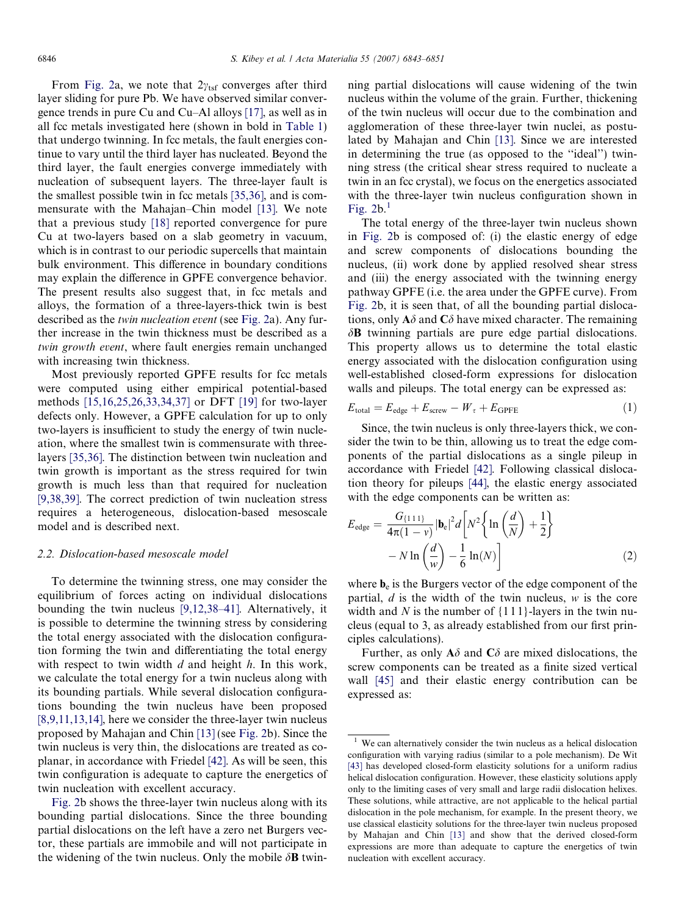From Fig. 2a, we note that $2\gamma_{tsf}$ converges after third layer sliding for pure Pb. We have observed similar convergence trends in pure Cu and Cu–Al alloys [17], as well as in all fcc metals investigated here (shown in bold in Table 1) that undergo twinning. In fcc metals, the fault energies continue to vary until the third layer has nucleated. Beyond the third layer, the fault energies converge immediately with nucleation of subsequent layers. The three-layer fault is the smallest possible twin in fcc metals [35,36], and is commensurate with the Mahajan–Chin model [13]. We note that a previous study [18] reported convergence for pure Cu at two-layers based on a slab geometry in vacuum, which is in contrast to our periodic supercells that maintain bulk environment. This difference in boundary conditions may explain the difference in GPFE convergence behavior. The present results also suggest that, in fcc metals and alloys, the formation of a three-layers-thick twin is best described as the *twin nucleation event* (see Fig. 2a). Any further increase in the twin thickness must be described as a *twin growth event*, where fault energies remain unchanged with increasing twin thickness.

Most previously reported GPFE results for fcc metals were computed using either empirical potential-based methods [15,16,25,26,33,34,37] or DFT [19] for two-layer defects only. However, a GPFE calculation for up to only two-layers is insufficient to study the energy of twin nucleation, where the smallest twin is commensurate with three-layers [35,36]. The distinction between twin nucleation and twin growth is important as the stress required for twin growth is much less than that required for nucleation [9,38,39]. The correct prediction of twin nucleation stress requires a heterogeneous, dislocation-based mesoscale model and is described next.

### 2.2. Dislocation-based mesoscale model

To determine the twinning stress, one may consider the equilibrium of forces acting on individual dislocations bounding the twin nucleus [9,12,38–41]. Alternatively, it is possible to determine the twinning stress by considering the total energy associated with the dislocation configuration forming the twin and differentiating the total energy with respect to twin width $d$ and height $h$. In this work, we calculate the total energy for a twin nucleus along with its bounding partials. While several dislocation configurations bounding the twin nucleus have been proposed [8,9,11,13,14], here we consider the three-layer twin nucleus proposed by Mahajan and Chin [13] (see Fig. 2b). Since the twin nucleus is very thin, the dislocations are treated as co-planar, in accordance with Friedel [42]. As will be seen, this twin configuration is adequate to capture the energetics of twin nucleation with excellent accuracy.

Fig. 2b shows the three-layer twin nucleus along with its bounding partial dislocations. Since the three bounding partial dislocations on the left have a zero net Burgers vector, these partials are immobile and will not participate in the widening of the twin nucleus. Only the mobile $\delta\mathbf{B}$ twinning partial dislocations will cause widening of the twin nucleus within the volume of the grain. Further, thickening of the twin nucleus will occur due to the combination and agglomeration of these three-layer twin nuclei, as postulated by Mahajan and Chin [13]. Since we are interested in determining the true (as opposed to the "ideal") twinning stress (the critical shear stress required to nucleate a twin in an fcc crystal), we focus on the energetics associated with the three-layer twin nucleus configuration shown in Fig. 2b.[1]

The total energy of the three-layer twin nucleus shown in Fig. 2b is composed of: (i) the elastic energy of edge and screw components of dislocations bounding the nucleus, (ii) work done by applied resolved shear stress and (iii) the energy associated with the twinning energy pathway GPFE (i.e. the area under the GPFE curve). From Fig. 2b, it is seen that, of all the bounding partial dislocations, only $\mathbf{A}\delta$ and $\mathbf{C}\delta$ have mixed character. The remaining $\delta\mathbf{B}$ twinning partials are pure edge partial dislocations. This property allows us to determine the total elastic energy associated with the dislocation configuration using well-established closed-form expressions for dislocation walls and pileups. The total energy can be expressed as:

$$E_{\text{total}} = E_{\text{edge}} + E_{\text{screw}} - W_{\tau} + E_{\text{GPFE}} \tag{1}$$

Since, the twin nucleus is only three-layers thick, we consider the twin to be thin, allowing us to treat the edge components of the partial dislocations as a single pileup in accordance with Friedel [42]. Following classical dislocation theory for pileups [44], the elastic energy associated with the edge components can be written as:

$$E_{\text{edge}} = \frac{G_{\{111\}}}{4\pi(1-v)}|\mathbf{b}_e|^2 d\left[N^2\left\{\ln\left(\frac{d}{N}\right)+\frac{1}{2}\right\} - N\ln\left(\frac{d}{w}\right) - \frac{1}{6}\ln(N)\right] \tag{2}$$

where $\mathbf{b}_e$ is the Burgers vector of the edge component of the partial, $d$ is the width of the twin nucleus, $w$ is the core width and $N$ is the number of {1 1 1}-layers in the twin nucleus (equal to 3, as already established from our first principles calculations).

Further, as only $\mathbf{A}\delta$ and $\mathbf{C}\delta$ are mixed dislocations, the screw components can be treated as a finite sized vertical wall [45] and their elastic energy contribution can be expressed as:

[1] We can alternatively consider the twin nucleus as a helical dislocation configuration with varying radius (similar to a pole mechanism). De Wit [43] has developed closed-form elasticity solutions for a uniform radius helical dislocation configuration. However, these elasticity solutions apply only to the limiting cases of very small and large radii dislocation helixes. These solutions, while attractive, are not applicable to the helical partial dislocation in the pole mechanism, for example. In the present theory, we use classical elasticity solutions for the three-layer twin nucleus proposed by Mahajan and Chin [13] and show that the derived closed-form expressions are more than adequate to capture the energetics of twin nucleation with excellent accuracy.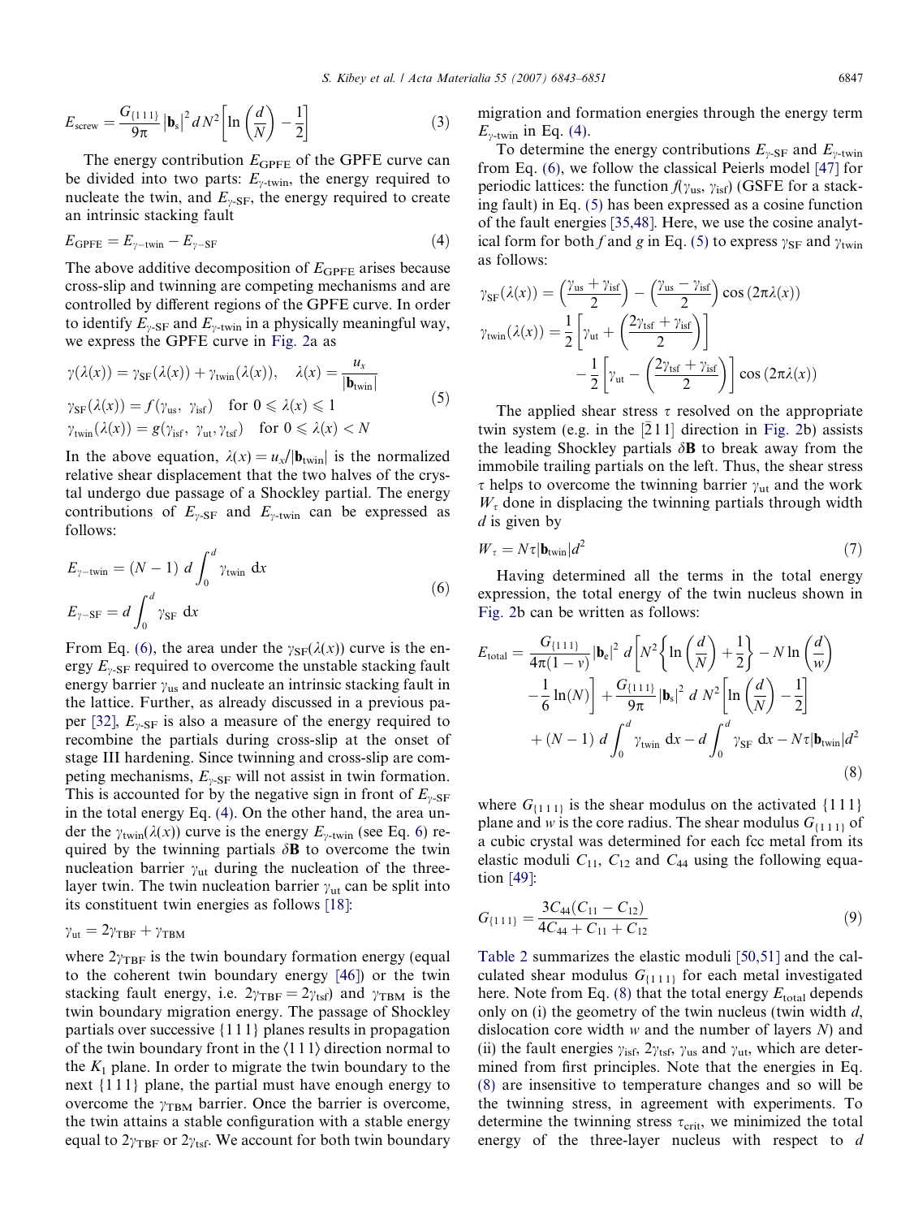$$E_{\text{screw}} = \frac{G_{\{111\}}}{9\pi} |\mathbf{b}_s|^2 \, d N^2 \left[ \ln\left(\frac{d}{N}\right) - \frac{1}{2} \right] \tag{3}$$

The energy contribution $E_{\text{GPFE}}$ of the GPFE curve can be divided into two parts: $E_{\gamma\text{-twin}}$, the energy required to nucleate the twin, and $E_{\gamma\text{-SF}}$, the energy required to create an intrinsic stacking fault

$$E_{\text{GPFE}} = E_{\gamma\text{-twin}} - E_{\gamma\text{-SF}} \tag{4}$$

The above additive decomposition of $E_{\text{GPFE}}$ arises because cross-slip and twinning are competing mechanisms and are controlled by different regions of the GPFE curve. In order to identify $E_{\gamma\text{-SF}}$ and $E_{\gamma\text{-twin}}$ in a physically meaningful way, we express the GPFE curve in Fig. 2a as

$$\begin{aligned}
&\gamma(\lambda(x)) = \gamma_{\text{SF}}(\lambda(x)) + \gamma_{\text{twin}}(\lambda(x)), \quad \lambda(x) = \frac{u_x}{|\mathbf{b}_{\text{twin}}|} \\
&\gamma_{\text{SF}}(\lambda(x)) = f(\gamma_{\text{us}},\ \gamma_{\text{isf}}) \quad \text{for } 0 \leqslant \lambda(x) \leqslant 1 \\
&\gamma_{\text{twin}}(\lambda(x)) = g(\gamma_{\text{isf}},\ \gamma_{\text{ut}}, \gamma_{\text{tsf}}) \quad \text{for } 0 \leqslant \lambda(x) < N
\end{aligned} \tag{5}$$

In the above equation, $\lambda(x) = u_x/|\mathbf{b}_{\text{twin}}|$ is the normalized relative shear displacement that the two halves of the crystal undergo due passage of a Shockley partial. The energy contributions of $E_{\gamma\text{-SF}}$ and $E_{\gamma\text{-twin}}$ can be expressed as follows:

$$\begin{aligned}
E_{\gamma\text{-twin}} &= (N-1)\ d \int_0^d \gamma_{\text{twin}} \ dx \\
E_{\gamma\text{-SF}} &= d \int_0^d \gamma_{\text{SF}} \ dx
\end{aligned} \tag{6}$$

From Eq. (6), the area under the $\gamma_{\text{SF}}(\lambda(x))$ curve is the energy $E_{\gamma\text{-SF}}$ required to overcome the unstable stacking fault energy barrier $\gamma_{\text{us}}$ and nucleate an intrinsic stacking fault in the lattice. Further, as already discussed in a previous paper [32], $E_{\gamma\text{-SF}}$ is also a measure of the energy required to recombine the partials during cross-slip at the onset of stage III hardening. Since twinning and cross-slip are competing mechanisms, $E_{\gamma\text{-SF}}$ will not assist in twin formation. This is accounted for by the negative sign in front of $E_{\gamma\text{-SF}}$ in the total energy Eq. (4). On the other hand, the area under the $\gamma_{\text{twin}}(\lambda(x))$ curve is the energy $E_{\gamma\text{-twin}}$ (see Eq. 6) required by the twinning partials $\delta\mathbf{B}$ to overcome the twin nucleation barrier $\gamma_{\text{ut}}$ during the nucleation of the three-layer twin. The twin nucleation barrier $\gamma_{\text{ut}}$ can be split into its constituent twin energies as follows [18]:

$$\gamma_{\text{ut}} = 2\gamma_{\text{TBF}} + \gamma_{\text{TBM}}$$

where $2\gamma_{\text{TBF}}$ is the twin boundary formation energy (equal to the coherent twin boundary energy [46]) or the twin stacking fault energy, i.e. $2\gamma_{\text{TBF}} = 2\gamma_{\text{tsf}}$) and $\gamma_{\text{TBM}}$ is the twin boundary migration energy. The passage of Shockley partials over successive {1 1 1} planes results in propagation of the twin boundary front in the ⟨1 1 1⟩ direction normal to the $K_1$ plane. In order to migrate the twin boundary to the next {1 1 1} plane, the partial must have enough energy to overcome the $\gamma_{\text{TBM}}$ barrier. Once the barrier is overcome, the twin attains a stable configuration with a stable energy equal to $2\gamma_{\text{TBF}}$ or $2\gamma_{\text{tsf}}$. We account for both twin boundary migration and formation energies through the energy term $E_{\gamma\text{-twin}}$ in Eq. (4).

To determine the energy contributions $E_{\gamma\text{-SF}}$ and $E_{\gamma\text{-twin}}$ from Eq. (6), we follow the classical Peierls model [47] for periodic lattices: the function $f(\gamma_{\text{us}}, \gamma_{\text{isf}})$ (GSFE for a stacking fault) in Eq. (5) has been expressed as a cosine function of the fault energies [35,48]. Here, we use the cosine analytical form for both $f$ and $g$ in Eq. (5) to express $\gamma_{\text{SF}}$ and $\gamma_{\text{twin}}$ as follows:

$$\begin{aligned}
\gamma_{\text{SF}}(\lambda(x)) &= \left(\frac{\gamma_{\text{us}} + \gamma_{\text{isf}}}{2}\right) - \left(\frac{\gamma_{\text{us}} - \gamma_{\text{isf}}}{2}\right)\cos(2\pi\lambda(x)) \\
\gamma_{\text{twin}}(\lambda(x)) &= \frac{1}{2}\left[\gamma_{\text{ut}} + \left(\frac{2\gamma_{\text{tsf}} + \gamma_{\text{isf}}}{2}\right)\right] \\
&\quad - \frac{1}{2}\left[\gamma_{\text{ut}} - \left(\frac{2\gamma_{\text{tsf}} + \gamma_{\text{isf}}}{2}\right)\right]\cos(2\pi\lambda(x))
\end{aligned}$$

The applied shear stress $\tau$ resolved on the appropriate twin system (e.g. in the $[\bar{2}11]$ direction in Fig. 2b) assists the leading Shockley partials $\delta\mathbf{B}$ to break away from the immobile trailing partials on the left. Thus, the shear stress $\tau$ helps to overcome the twinning barrier $\gamma_{\text{ut}}$ and the work $W_\tau$ done in displacing the twinning partials through width $d$ is given by

$$W_\tau = N\tau|\mathbf{b}_{\text{twin}}|d^2 \tag{7}$$

Having determined all the terms in the total energy expression, the total energy of the twin nucleus shown in Fig. 2b can be written as follows:

$$\begin{aligned}
E_{\text{total}} &= \frac{G_{\{111\}}}{4\pi(1-v)}|\mathbf{b}_e|^2\ d\left[N^2\left\{\ln\left(\frac{d}{N}\right) + \frac{1}{2}\right\} - N\ln\left(\frac{d}{w}\right) \right. \\
&\quad \left. - \frac{1}{6}\ln(N)\right] + \frac{G_{\{111\}}}{9\pi}|\mathbf{b}_s|^2\ d\ N^2\left[\ln\left(\frac{d}{N}\right) - \frac{1}{2}\right] \\
&\quad + (N-1)\ d\int_0^d \gamma_{\text{twin}}\ dx - d\int_0^d \gamma_{\text{SF}}\ dx - N\tau|\mathbf{b}_{\text{twin}}|d^2
\end{aligned} \tag{8}$$

where $G_{\{111\}}$ is the shear modulus on the activated {1 1 1} plane and $w$ is the core radius. The shear modulus $G_{\{111\}}$ of a cubic crystal was determined for each fcc metal from its elastic moduli $C_{11}$, $C_{12}$ and $C_{44}$ using the following equation [49]:

$$G_{\{111\}} = \frac{3C_{44}(C_{11} - C_{12})}{4C_{44} + C_{11} + C_{12}} \tag{9}$$

Table 2 summarizes the elastic moduli [50,51] and the calculated shear modulus $G_{\{111\}}$ for each metal investigated here. Note from Eq. (8) that the total energy $E_{\text{total}}$ depends only on (i) the geometry of the twin nucleus (twin width $d$, dislocation core width $w$ and the number of layers $N$) and (ii) the fault energies $\gamma_{\text{isf}}$, $2\gamma_{\text{tsf}}$, $\gamma_{\text{us}}$ and $\gamma_{\text{ut}}$, which are determined from first principles. Note that the energies in Eq. (8) are insensitive to temperature changes and so will be the twinning stress, in agreement with experiments. To determine the twinning stress $\tau_{\text{crit}}$, we minimized the total energy of the three-layer nucleus with respect to $d$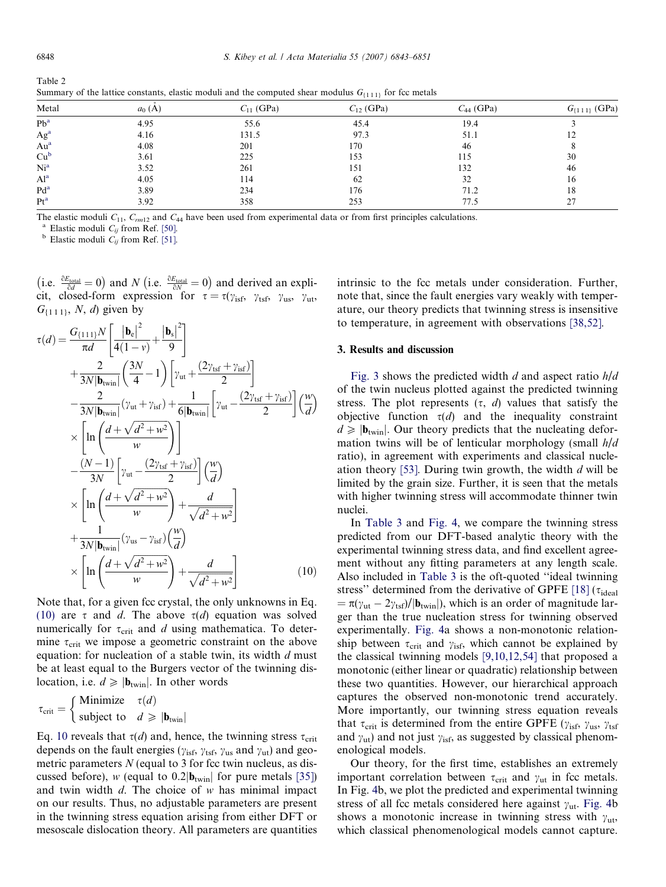Table 2
Summary of the lattice constants, elastic moduli and the computed shear modulus $G_{\{111\}}$ for fcc metals

| Metal | $a_0$ (Å) | $C_{11}$ (GPa) | $C_{12}$ (GPa) | $C_{44}$ (GPa) | $G_{\{111\}}$ (GPa) |
|---|---|---|---|---|---|
| Pb[a] | 4.95 | 55.6 | 45.4 | 19.4 | 3 |
| Ag[a] | 4.16 | 131.5 | 97.3 | 51.1 | 12 |
| Au[a] | 4.08 | 201 | 170 | 46 | 8 |
| Cu[b] | 3.61 | 225 | 153 | 115 | 30 |
| Ni[a] | 3.52 | 261 | 151 | 132 | 46 |
| Al[a] | 4.05 | 114 | 62 | 32 | 16 |
| Pd[a] | 3.89 | 234 | 176 | 71.2 | 18 |
| Pt[a] | 3.92 | 358 | 253 | 77.5 | 27 |

The elastic moduli $C_{11}$, $C_{rm12}$ and $C_{44}$ have been used from experimental data or from first principles calculations.
[a] Elastic moduli $C_{ij}$ from Ref. [50].
[b] Elastic moduli $C_{ij}$ from Ref. [51].

(i.e. $\frac{\partial E_{\text{total}}}{\partial d} = 0$) and $N$ (i.e. $\frac{\partial E_{\text{total}}}{\partial N} = 0$) and derived an explicit, closed-form expression for $\tau = \tau(\gamma_{\text{isf}}, \gamma_{\text{tsf}}, \gamma_{\text{us}}, \gamma_{\text{ut}}, G_{\{111\}}, N, d)$ given by

$$
\begin{aligned}
\tau(d) = {} & \frac{G_{\{111\}}N}{\pi d}\left[\frac{|\mathbf{b}_{\text{e}}|^2}{4(1-\nu)} + \frac{|\mathbf{b}_{\text{s}}|^2}{9}\right] \\
& + \frac{2}{3N|\mathbf{b}_{\text{twin}}|}\left(\frac{3N}{4} - 1\right)\left[\gamma_{\text{ut}} + \frac{(2\gamma_{\text{tsf}} + \gamma_{\text{isf}})}{2}\right] \\
& - \frac{2}{3N|\mathbf{b}_{\text{twin}}|}(\gamma_{\text{ut}} + \gamma_{\text{isf}}) + \frac{1}{6|\mathbf{b}_{\text{twin}}|}\left[\gamma_{\text{ut}} - \frac{(2\gamma_{\text{tsf}} + \gamma_{\text{isf}})}{2}\right]\left(\frac{w}{d}\right) \\
& \times \left[\ln\left(\frac{d + \sqrt{d^2 + w^2}}{w}\right)\right] \\
& - \frac{(N-1)}{3N}\left[\gamma_{\text{ut}} - \frac{(2\gamma_{\text{tsf}} + \gamma_{\text{isf}})}{2}\right]\left(\frac{w}{d}\right) \\
& \times \left[\ln\left(\frac{d + \sqrt{d^2 + w^2}}{w}\right) + \frac{d}{\sqrt{d^2 + w^2}}\right] \\
& + \frac{1}{3N|\mathbf{b}_{\text{twin}}|}(\gamma_{\text{us}} - \gamma_{\text{isf}})\left(\frac{w}{d}\right) \\
& \times \left[\ln\left(\frac{d + \sqrt{d^2 + w^2}}{w}\right) + \frac{d}{\sqrt{d^2 + w^2}}\right]
\end{aligned} \tag{10}
$$

Note that, for a given fcc crystal, the only unknowns in Eq. (10) are $\tau$ and $d$. The above $\tau(d)$ equation was solved numerically for $\tau_{\text{crit}}$ and $d$ using mathematica. To determine $\tau_{\text{crit}}$ we impose a geometric constraint on the above equation: for nucleation of a stable twin, its width $d$ must be at least equal to the Burgers vector of the twinning dislocation, i.e. $d \geqslant |\mathbf{b}_{\text{twin}}|$. In other words

$$
\tau_{\text{crit}} = \begin{cases} \text{Minimize} & \tau(d) \\ \text{subject to} & d \geqslant |\mathbf{b}_{\text{twin}}| \end{cases}
$$

Eq. 10 reveals that $\tau(d)$ and, hence, the twinning stress $\tau_{\text{crit}}$ depends on the fault energies ($\gamma_{\text{isf}}$, $\gamma_{\text{tsf}}$, $\gamma_{\text{us}}$ and $\gamma_{\text{ut}}$) and geometric parameters $N$ (equal to 3 for fcc twin nucleus, as discussed before), $w$ (equal to $0.2|\mathbf{b}_{\text{twin}}|$ for pure metals [35]) and twin width $d$. The choice of $w$ has minimal impact on our results. Thus, no adjustable parameters are present in the twinning stress equation arising from either DFT or mesoscale dislocation theory. All parameters are quantities intrinsic to the fcc metals under consideration. Further, note that, since the fault energies vary weakly with temperature, our theory predicts that twinning stress is insensitive to temperature, in agreement with observations [38,52].

## 3. Results and discussion

Fig. 3 shows the predicted width $d$ and aspect ratio $h/d$ of the twin nucleus plotted against the predicted twinning stress. The plot represents ($\tau$, $d$) values that satisfy the objective function $\tau(d)$ and the inequality constraint $d \geqslant |\mathbf{b}_{\text{twin}}|$. Our theory predicts that the nucleating deformation twins will be of lenticular morphology (small $h/d$ ratio), in agreement with experiments and classical nucleation theory [53]. During twin growth, the width $d$ will be limited by the grain size. Further, it is seen that the metals with higher twinning stress will accommodate thinner twin nuclei.

In Table 3 and Fig. 4, we compare the twinning stress predicted from our DFT-based analytic theory with the experimental twinning stress data, and find excellent agreement without any fitting parameters at any length scale. Also included in Table 3 is the oft-quoted "ideal twinning stress" determined from the derivative of GPFE [18] ($\tau_{\text{ideal}} = \pi(\gamma_{\text{ut}} - 2\gamma_{\text{tsf}})/|\mathbf{b}_{\text{twin}}|$), which is an order of magnitude larger than the true nucleation stress for twinning observed experimentally. Fig. 4a shows a non-monotonic relationship between $\tau_{\text{crit}}$ and $\gamma_{\text{isf}}$, which cannot be explained by the classical twinning models [9,10,12,54] that proposed a monotonic (either linear or quadratic) relationship between these two quantities. However, our hierarchical approach captures the observed non-monotonic trend accurately. More importantly, our twinning stress equation reveals that $\tau_{\text{crit}}$ is determined from the entire GPFE ($\gamma_{\text{isf}}$, $\gamma_{\text{us}}$, $\gamma_{\text{tsf}}$ and $\gamma_{\text{ut}}$) and not just $\gamma_{\text{isf}}$, as suggested by classical phenomenological models.

Our theory, for the first time, establishes an extremely important correlation between $\tau_{\text{crit}}$ and $\gamma_{\text{ut}}$ in fcc metals. In Fig. 4b, we plot the predicted and experimental twinning stress of all fcc metals considered here against $\gamma_{\text{ut}}$. Fig. 4b shows a monotonic increase in twinning stress with $\gamma_{\text{ut}}$, which classical phenomenological models cannot capture.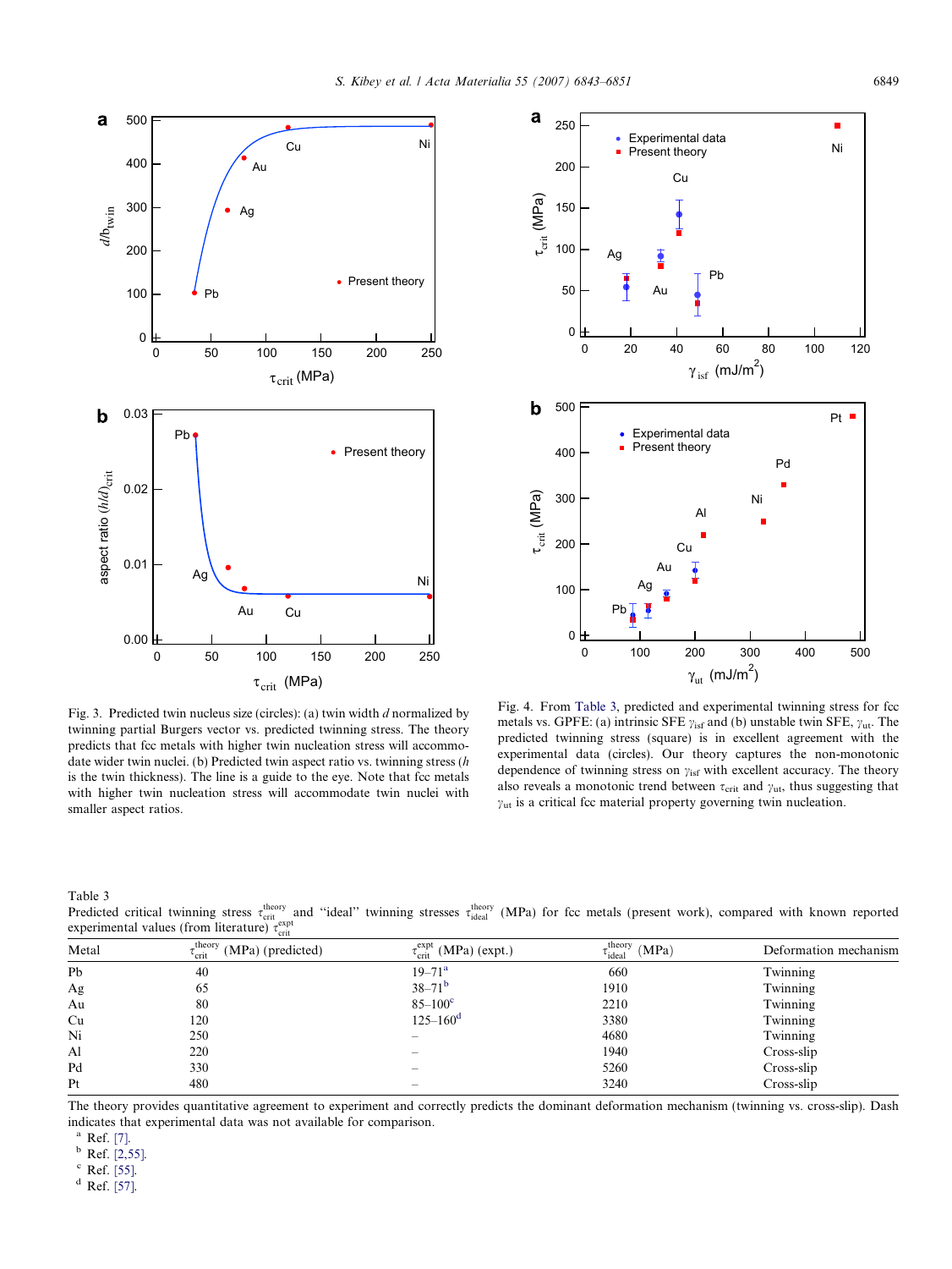Fig. 3. Predicted twin nucleus size (circles): (a) twin width $d$ normalized by twinning partial Burgers vector vs. predicted twinning stress. The theory predicts that fcc metals with higher twin nucleation stress will accommodate wider twin nuclei. (b) Predicted twin aspect ratio vs. twinning stress ($h$ is the twin thickness). The line is a guide to the eye. Note that fcc metals with higher twin nucleation stress will accommodate twin nuclei with smaller aspect ratios.

Fig. 4. From Table 3, predicted and experimental twinning stress for fcc metals vs. GPFE: (a) intrinsic SFE $\gamma_{isf}$ and (b) unstable twin SFE, $\gamma_{ut}$. The predicted twinning stress (square) is in excellent agreement with the experimental data (circles). Our theory captures the non-monotonic dependence of twinning stress on $\gamma_{isf}$ with excellent accuracy. The theory also reveals a monotonic trend between $\tau_{crit}$ and $\gamma_{ut}$, thus suggesting that $\gamma_{ut}$ is a critical fcc material property governing twin nucleation.

Table 3
Predicted critical twinning stress $\tau_{crit}^{theory}$ and "ideal" twinning stresses $\tau_{ideal}^{theory}$ (MPa) for fcc metals (present work), compared with known reported experimental values (from literature) $\tau_{crit}^{expt}$

| Metal | $\tau_{crit}^{theory}$ (MPa) (predicted) | $\tau_{crit}^{expt}$ (MPa) (expt.) | $\tau_{ideal}^{theory}$ (MPa) | Deformation mechanism |
|---|---|---|---|---|
| Pb | 40 | 19–71[a] | 660 | Twinning |
| Ag | 65 | 38–71[b] | 1910 | Twinning |
| Au | 80 | 85–100[c] | 2210 | Twinning |
| Cu | 120 | 125–160[d] | 3380 | Twinning |
| Ni | 250 | – | 4680 | Twinning |
| Al | 220 | – | 1940 | Cross-slip |
| Pd | 330 | – | 5260 | Cross-slip |
| Pt | 480 | – | 3240 | Cross-slip |

The theory provides quantitative agreement to experiment and correctly predicts the dominant deformation mechanism (twinning vs. cross-slip). Dash indicates that experimental data was not available for comparison.

[a] Ref. [7].
[b] Ref. [2,55].
[c] Ref. [55].
[d] Ref. [57].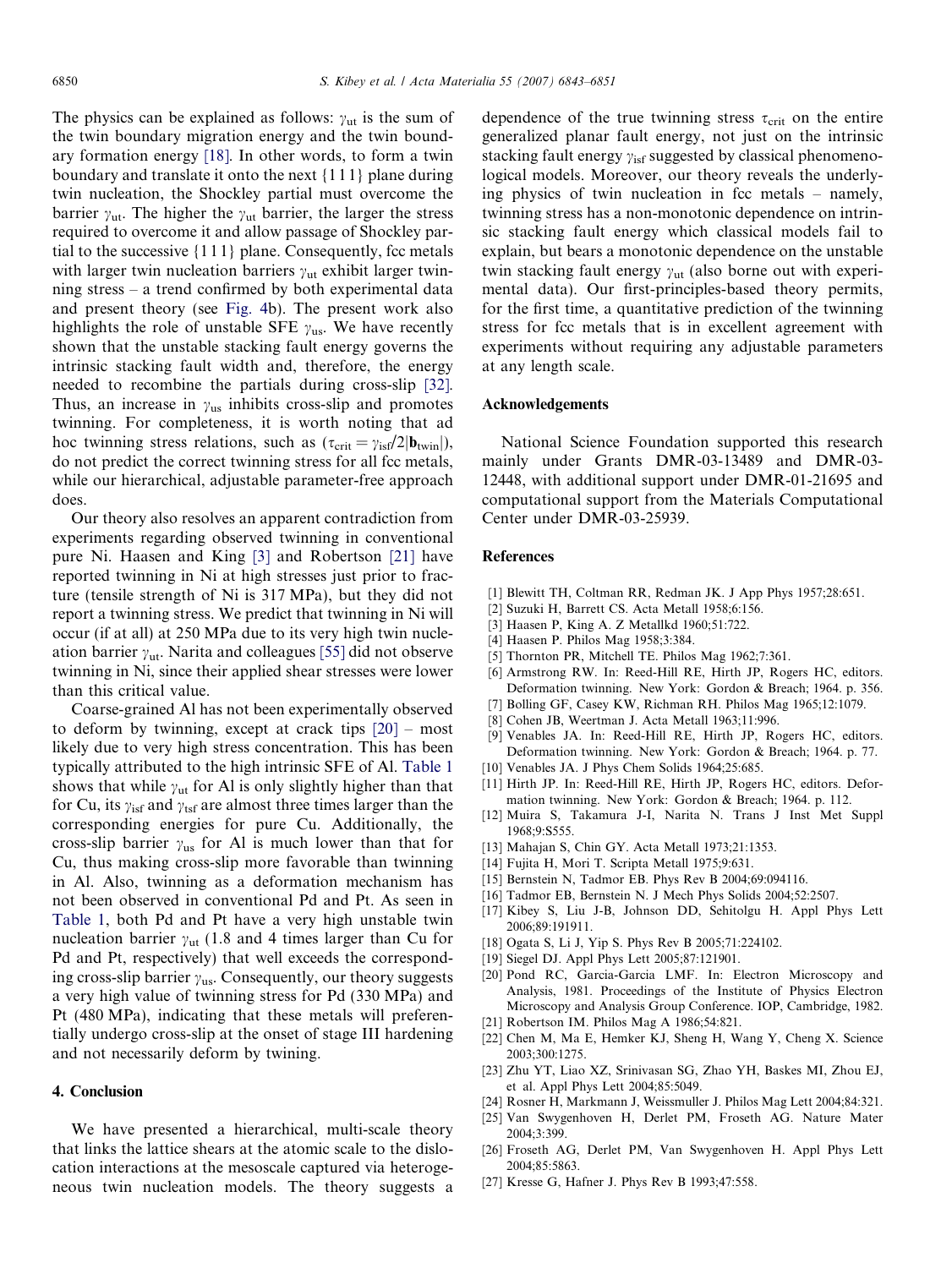The physics can be explained as follows: $\gamma_{ut}$ is the sum of the twin boundary migration energy and the twin boundary formation energy [18]. In other words, to form a twin boundary and translate it onto the next {1 1 1} plane during twin nucleation, the Shockley partial must overcome the barrier $\gamma_{ut}$. The higher the $\gamma_{ut}$ barrier, the larger the stress required to overcome it and allow passage of Shockley partial to the successive {1 1 1} plane. Consequently, fcc metals with larger twin nucleation barriers $\gamma_{ut}$ exhibit larger twinning stress – a trend confirmed by both experimental data and present theory (see Fig. 4b). The present work also highlights the role of unstable SFE $\gamma_{us}$. We have recently shown that the unstable stacking fault energy governs the intrinsic stacking fault width and, therefore, the energy needed to recombine the partials during cross-slip [32]. Thus, an increase in $\gamma_{us}$ inhibits cross-slip and promotes twinning. For completeness, it is worth noting that ad hoc twinning stress relations, such as ($\tau_{crit} = \gamma_{isf}/2|\mathbf{b}_{twin}|$), do not predict the correct twinning stress for all fcc metals, while our hierarchical, adjustable parameter-free approach does.

Our theory also resolves an apparent contradiction from experiments regarding observed twinning in conventional pure Ni. Haasen and King [3] and Robertson [21] have reported twinning in Ni at high stresses just prior to fracture (tensile strength of Ni is 317 MPa), but they did not report a twinning stress. We predict that twinning in Ni will occur (if at all) at 250 MPa due to its very high twin nucleation barrier $\gamma_{ut}$. Narita and colleagues [55] did not observe twinning in Ni, since their applied shear stresses were lower than this critical value.

Coarse-grained Al has not been experimentally observed to deform by twinning, except at crack tips [20] – most likely due to very high stress concentration. This has been typically attributed to the high intrinsic SFE of Al. Table 1 shows that while $\gamma_{ut}$ for Al is only slightly higher than that for Cu, its $\gamma_{isf}$ and $\gamma_{tsf}$ are almost three times larger than the corresponding energies for pure Cu. Additionally, the cross-slip barrier $\gamma_{us}$ for Al is much lower than that for Cu, thus making cross-slip more favorable than twinning in Al. Also, twinning as a deformation mechanism has not been observed in conventional Pd and Pt. As seen in Table 1, both Pd and Pt have a very high unstable twin nucleation barrier $\gamma_{ut}$ (1.8 and 4 times larger than Cu for Pd and Pt, respectively) that well exceeds the corresponding cross-slip barrier $\gamma_{us}$. Consequently, our theory suggests a very high value of twinning stress for Pd (330 MPa) and Pt (480 MPa), indicating that these metals will preferentially undergo cross-slip at the onset of stage III hardening and not necessarily deform by twining.

## 4. Conclusion

We have presented a hierarchical, multi-scale theory that links the lattice shears at the atomic scale to the dislocation interactions at the mesoscale captured via heterogeneous twin nucleation models. The theory suggests a dependence of the true twinning stress $\tau_{crit}$ on the entire generalized planar fault energy, not just on the intrinsic stacking fault energy $\gamma_{isf}$ suggested by classical phenomenological models. Moreover, our theory reveals the underlying physics of twin nucleation in fcc metals – namely, twinning stress has a non-monotonic dependence on intrinsic stacking fault energy which classical models fail to explain, but bears a monotonic dependence on the unstable twin stacking fault energy $\gamma_{ut}$ (also borne out with experimental data). Our first-principles-based theory permits, for the first time, a quantitative prediction of the twinning stress for fcc metals that is in excellent agreement with experiments without requiring any adjustable parameters at any length scale.

## Acknowledgements

National Science Foundation supported this research mainly under Grants DMR-03-13489 and DMR-03-12448, with additional support under DMR-01-21695 and computational support from the Materials Computational Center under DMR-03-25939.

## References

[1] Blewitt TH, Coltman RR, Redman JK. J App Phys 1957;28:651.
[2] Suzuki H, Barrett CS. Acta Metall 1958;6:156.
[3] Haasen P, King A. Z Metallkd 1960;51:722.
[4] Haasen P. Philos Mag 1958;3:384.
[5] Thornton PR, Mitchell TE. Philos Mag 1962;7:361.
[6] Armstrong RW. In: Reed-Hill RE, Hirth JP, Rogers HC, editors. Deformation twinning. New York: Gordon & Breach; 1964. p. 356.
[7] Bolling GF, Casey KW, Richman RH. Philos Mag 1965;12:1079.
[8] Cohen JB, Weertman J. Acta Metall 1963;11:996.
[9] Venables JA. In: Reed-Hill RE, Hirth JP, Rogers HC, editors. Deformation twinning. New York: Gordon & Breach; 1964. p. 77.
[10] Venables JA. J Phys Chem Solids 1964;25:685.
[11] Hirth JP. In: Reed-Hill RE, Hirth JP, Rogers HC, editors. Deformation twinning. New York: Gordon & Breach; 1964. p. 112.
[12] Muira S, Takamura J-I, Narita N. Trans J Inst Met Suppl 1968;9:S555.
[13] Mahajan S, Chin GY. Acta Metall 1973;21:1353.
[14] Fujita H, Mori T. Scripta Metall 1975;9:631.
[15] Bernstein N, Tadmor EB. Phys Rev B 2004;69:094116.
[16] Tadmor EB, Bernstein N. J Mech Phys Solids 2004;52:2507.
[17] Kibey S, Liu J-B, Johnson DD, Sehitolgu H. Appl Phys Lett 2006;89:191911.
[18] Ogata S, Li J, Yip S. Phys Rev B 2005;71:224102.
[19] Siegel DJ. Appl Phys Lett 2005;87:121901.
[20] Pond RC, Garcia-Garcia LMF. In: Electron Microscopy and Analysis, 1981. Proceedings of the Institute of Physics Electron Microscopy and Analysis Group Conference. IOP, Cambridge, 1982.
[21] Robertson IM. Philos Mag A 1986;54:821.
[22] Chen M, Ma E, Hemker KJ, Sheng H, Wang Y, Cheng X. Science 2003;300:1275.
[23] Zhu YT, Liao XZ, Srinivasan SG, Zhao YH, Baskes MI, Zhou EJ, et al. Appl Phys Lett 2004;85:5049.
[24] Rosner H, Markmann J, Weissmuller J. Philos Mag Lett 2004;84:321.
[25] Van Swygenhoven H, Derlet PM, Froseth AG. Nature Mater 2004;3:399.
[26] Froseth AG, Derlet PM, Van Swygenhoven H. Appl Phys Lett 2004;85:5863.
[27] Kresse G, Hafner J. Phys Rev B 1993;47:558.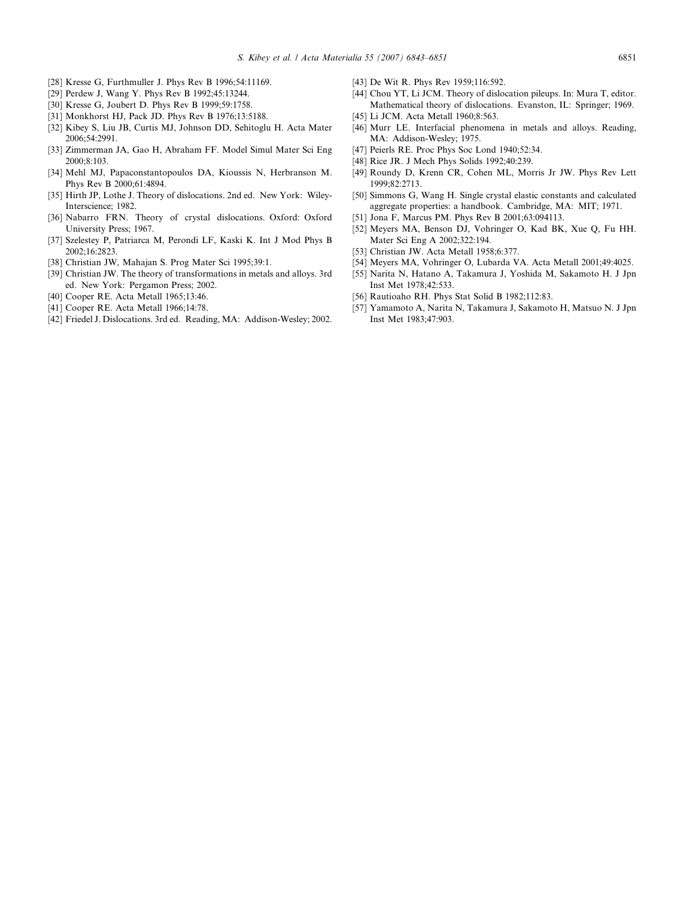[28] Kresse G, Furthmuller J. Phys Rev B 1996;54:11169.

[29] Perdew J, Wang Y. Phys Rev B 1992;45:13244.

[30] Kresse G, Joubert D. Phys Rev B 1999;59:1758.

[31] Monkhorst HJ, Pack JD. Phys Rev B 1976;13:5188.

[32] Kibey S, Liu JB, Curtis MJ, Johnson DD, Sehitoglu H. Acta Mater 2006;54:2991.

[33] Zimmerman JA, Gao H, Abraham FF. Model Simul Mater Sci Eng 2000;8:103.

[34] Mehl MJ, Papaconstantopoulos DA, Kioussis N, Herbranson M. Phys Rev B 2000;61:4894.

[35] Hirth JP, Lothe J. Theory of dislocations. 2nd ed. New York: Wiley-Interscience; 1982.

[36] Nabarro FRN. Theory of crystal dislocations. Oxford: Oxford University Press; 1967.

[37] Szelestey P, Patriarca M, Perondi LF, Kaski K. Int J Mod Phys B 2002;16:2823.

[38] Christian JW, Mahajan S. Prog Mater Sci 1995;39:1.

[39] Christian JW. The theory of transformations in metals and alloys. 3rd ed. New York: Pergamon Press; 2002.

[40] Cooper RE. Acta Metall 1965;13:46.

[41] Cooper RE. Acta Metall 1966;14:78.

[42] Friedel J. Dislocations. 3rd ed. Reading, MA: Addison-Wesley; 2002.

[43] De Wit R. Phys Rev 1959;116:592.

[44] Chou YT, Li JCM. Theory of dislocation pileups. In: Mura T, editor. Mathematical theory of dislocations. Evanston, IL: Springer; 1969.

[45] Li JCM. Acta Metall 1960;8:563.

[46] Murr LE. Interfacial phenomena in metals and alloys. Reading, MA: Addison-Wesley; 1975.

[47] Peierls RE. Proc Phys Soc Lond 1940;52:34.

[48] Rice JR. J Mech Phys Solids 1992;40:239.

[49] Roundy D, Krenn CR, Cohen ML, Morris Jr JW. Phys Rev Lett 1999;82:2713.

[50] Simmons G, Wang H. Single crystal elastic constants and calculated aggregate properties: a handbook. Cambridge, MA: MIT; 1971.

[51] Jona F, Marcus PM. Phys Rev B 2001;63:094113.

[52] Meyers MA, Benson DJ, Vohringer O, Kad BK, Xue Q, Fu HH. Mater Sci Eng A 2002;322:194.

[53] Christian JW. Acta Metall 1958;6:377.

[54] Meyers MA, Vohringer O, Lubarda VA. Acta Metall 2001;49:4025.

[55] Narita N, Hatano A, Takamura J, Yoshida M, Sakamoto H. J Jpn Inst Met 1978;42:533.

[56] Rautioaho RH. Phys Stat Solid B 1982;112:83.

[57] Yamamoto A, Narita N, Takamura J, Sakamoto H, Matsuo N. J Jpn Inst Met 1983;47:903.